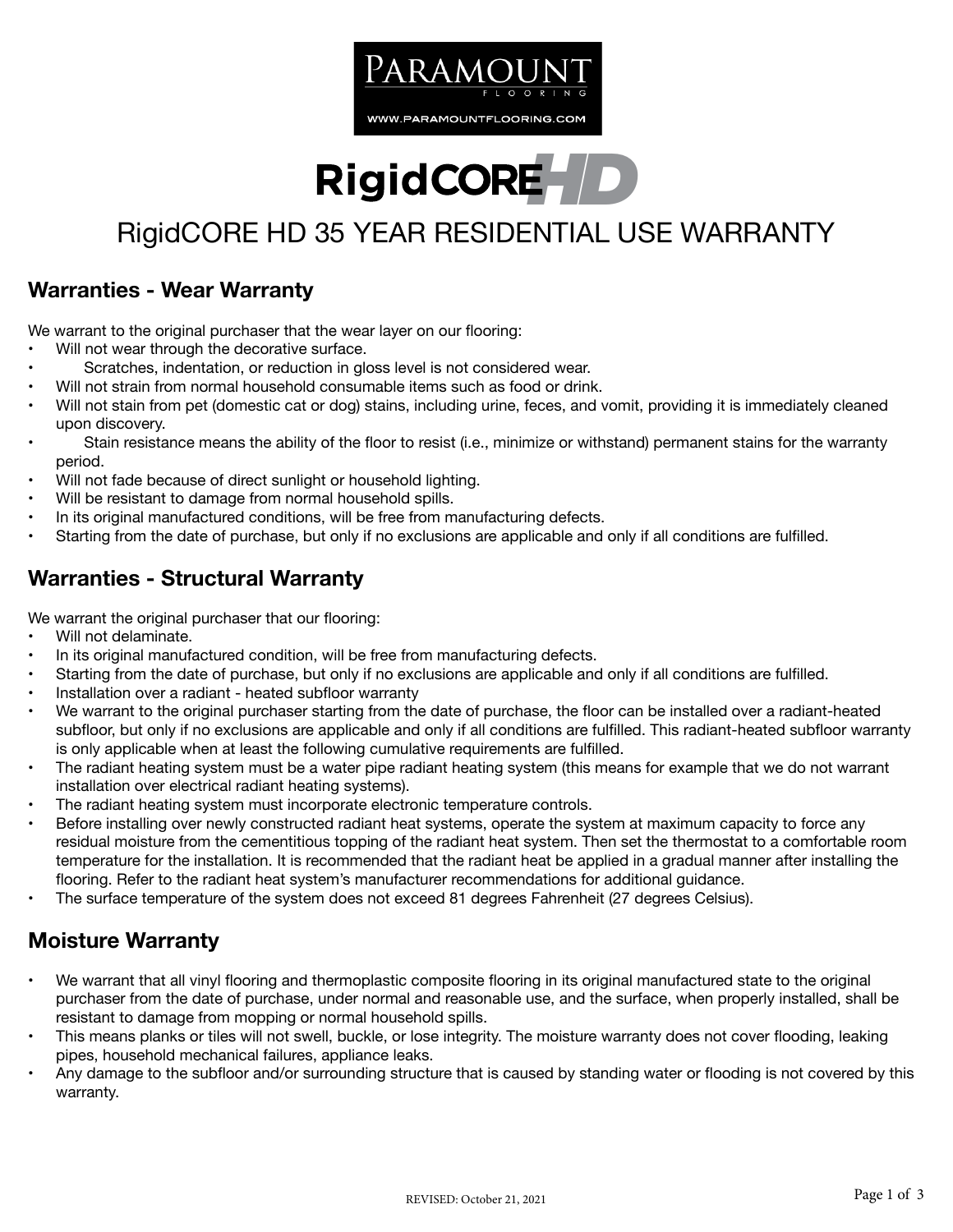PARAMOUNT FLOORING

WWW.PARAMOUNTFLOORING.COM

# RigidCORE HD

## RigidCORE HD 35 YEAR RESIDENTIAL USE WARRANTY

## Warranties - Wear Warranty

We warrant to the original purchaser that the wear layer on our flooring:

- Will not wear through the decorative surface.
- Scratches, indentation, or reduction in gloss level is not considered wear.
- Will not strain from normal household consumable items such as food or drink.
- Will not stain from pet (domestic cat or dog) stains, including urine, feces, and vomit, providing it is immediately cleaned upon discovery.
- Stain resistance means the ability of the floor to resist (i.e., minimize or withstand) permanent stains for the warranty period.
- Will not fade because of direct sunlight or household lighting.
- Will be resistant to damage from normal household spills.
- In its original manufactured conditions, will be free from manufacturing defects.
- Starting from the date of purchase, but only if no exclusions are applicable and only if all conditions are fulfilled.

## Warranties - Structural Warranty

We warrant the original purchaser that our flooring:

- Will not delaminate.
- In its original manufactured condition, will be free from manufacturing defects.
- Starting from the date of purchase, but only if no exclusions are applicable and only if all conditions are fulfilled.
- Installation over a radiant - heated subfloor warranty
- We warrant to the original purchaser starting from the date of purchase, the floor can be installed over a radiant-heated subfloor, but only if no exclusions are applicable and only if all conditions are fulfilled. This radiant-heated subfloor warranty is only applicable when at least the following cumulative requirements are fulfilled.
- The radiant heating system must be a water pipe radiant heating system (this means for example that we do not warrant installation over electrical radiant heating systems).
- The radiant heating system must incorporate electronic temperature controls.
- Before installing over newly constructed radiant heat systems, operate the system at maximum capacity to force any residual moisture from the cementitious topping of the radiant heat system. Then set the thermostat to a comfortable room temperature for the installation. It is recommended that the radiant heat be applied in a gradual manner after installing the flooring. Refer to the radiant heat system's manufacturer recommendations for additional guidance.
- The surface temperature of the system does not exceed 81 degrees Fahrenheit (27 degrees Celsius).

## Moisture Warranty

- We warrant that all vinyl flooring and thermoplastic composite flooring in its original manufactured state to the original purchaser from the date of purchase, under normal and reasonable use, and the surface, when properly installed, shall be resistant to damage from mopping or normal household spills.
- This means planks or tiles will not swell, buckle, or lose integrity. The moisture warranty does not cover flooding, leaking pipes, household mechanical failures, appliance leaks.
- Any damage to the subfloor and/or surrounding structure that is caused by standing water or flooding is not covered by this warranty.

REVISED: October 21, 2021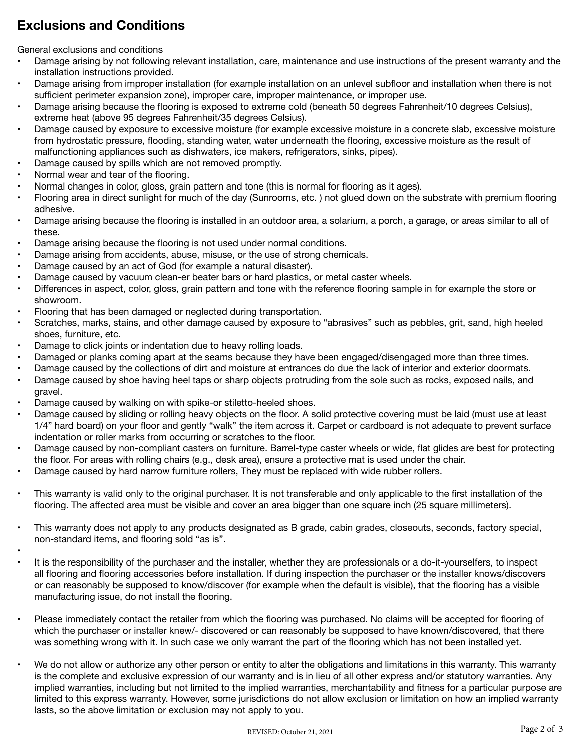## Exclusions and Conditions

General exclusions and conditions

- Damage arising by not following relevant installation, care, maintenance and use instructions of the present warranty and the installation instructions provided.
- Damage arising from improper installation (for example installation on an unlevel subfloor and installation when there is not sufficient perimeter expansion zone), improper care, improper maintenance, or improper use.
- Damage arising because the flooring is exposed to extreme cold (beneath 50 degrees Fahrenheit/10 degrees Celsius), extreme heat (above 95 degrees Fahrenheit/35 degrees Celsius).
- Damage caused by exposure to excessive moisture (for example excessive moisture in a concrete slab, excessive moisture from hydrostatic pressure, flooding, standing water, water underneath the flooring, excessive moisture as the result of malfunctioning appliances such as dishwaters, ice makers, refrigerators, sinks, pipes).
- Damage caused by spills which are not removed promptly.
- Normal wear and tear of the flooring.
- Normal changes in color, gloss, grain pattern and tone (this is normal for flooring as it ages).
- Flooring area in direct sunlight for much of the day (Sunrooms, etc. ) not glued down on the substrate with premium flooring adhesive.
- Damage arising because the flooring is installed in an outdoor area, a solarium, a porch, a garage, or areas similar to all of these.
- Damage arising because the flooring is not used under normal conditions.
- Damage arising from accidents, abuse, misuse, or the use of strong chemicals.
- Damage caused by an act of God (for example a natural disaster).
- Damage caused by vacuum clean-er beater bars or hard plastics, or metal caster wheels.
- Differences in aspect, color, gloss, grain pattern and tone with the reference flooring sample in for example the store or showroom.
- Flooring that has been damaged or neglected during transportation.
- Scratches, marks, stains, and other damage caused by exposure to "abrasives" such as pebbles, grit, sand, high heeled shoes, furniture, etc.
- Damage to click joints or indentation due to heavy rolling loads.
- Damaged or planks coming apart at the seams because they have been engaged/disengaged more than three times.
- Damage caused by the collections of dirt and moisture at entrances do due the lack of interior and exterior doormats.
- Damage caused by shoe having heel taps or sharp objects protruding from the sole such as rocks, exposed nails, and gravel.
- Damage caused by walking on with spike-or stiletto-heeled shoes.
- Damage caused by sliding or rolling heavy objects on the floor. A solid protective covering must be laid (must use at least 1/4" hard board) on your floor and gently "walk" the item across it. Carpet or cardboard is not adequate to prevent surface indentation or roller marks from occurring or scratches to the floor.
- Damage caused by non-compliant casters on furniture. Barrel-type caster wheels or wide, flat glides are best for protecting the floor. For areas with rolling chairs (e.g., desk area), ensure a protective mat is used under the chair.
- Damage caused by hard narrow furniture rollers, They must be replaced with wide rubber rollers.

- This warranty is valid only to the original purchaser. It is not transferable and only applicable to the first installation of the flooring. The affected area must be visible and cover an area bigger than one square inch (25 square millimeters).

- This warranty does not apply to any products designated as B grade, cabin grades, closeouts, seconds, factory special, non-standard items, and flooring sold "as is".

- It is the responsibility of the purchaser and the installer, whether they are professionals or a do-it-yourselfers, to inspect all flooring and flooring accessories before installation. If during inspection the purchaser or the installer knows/discovers or can reasonably be supposed to know/discover (for example when the default is visible), that the flooring has a visible manufacturing issue, do not install the flooring.

- Please immediately contact the retailer from which the flooring was purchased. No claims will be accepted for flooring of which the purchaser or installer knew/- discovered or can reasonably be supposed to have known/discovered, that there was something wrong with it. In such case we only warrant the part of the flooring which has not been installed yet.

- We do not allow or authorize any other person or entity to alter the obligations and limitations in this warranty. This warranty is the complete and exclusive expression of our warranty and is in lieu of all other express and/or statutory warranties. Any implied warranties, including but not limited to the implied warranties, merchantability and fitness for a particular purpose are limited to this express warranty. However, some jurisdictions do not allow exclusion or limitation on how an implied warranty lasts, so the above limitation or exclusion may not apply to you.

REVISED: October 21, 2021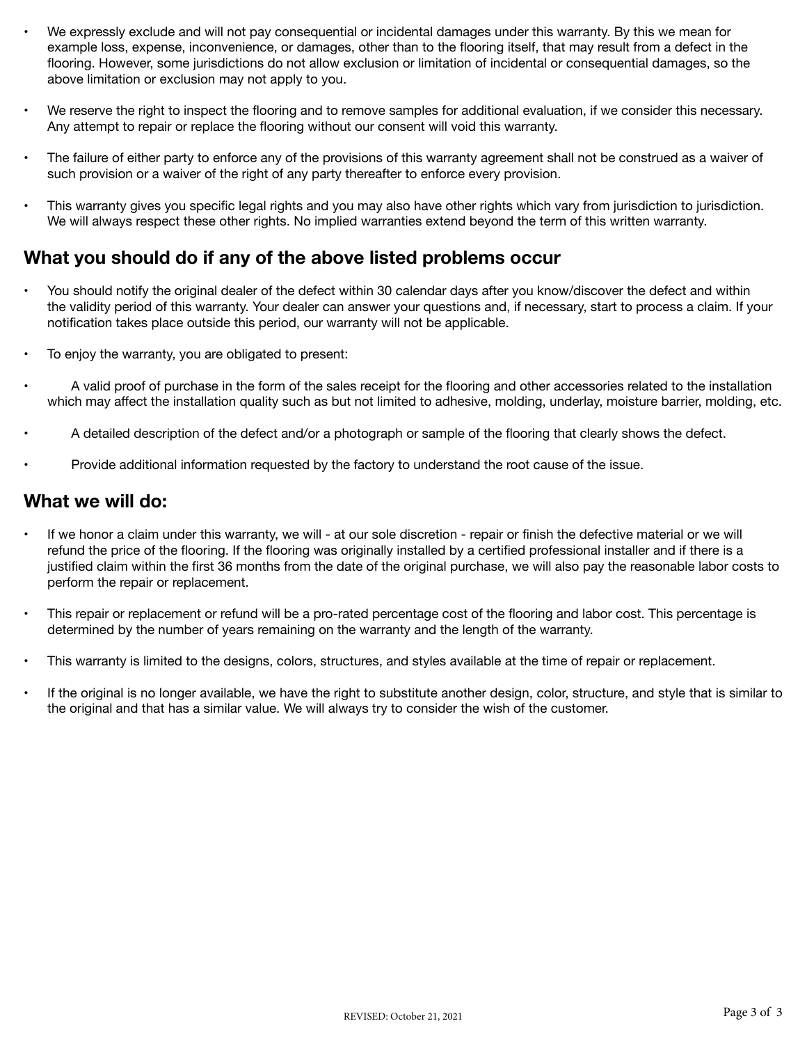- We expressly exclude and will not pay consequential or incidental damages under this warranty. By this we mean for example loss, expense, inconvenience, or damages, other than to the flooring itself, that may result from a defect in the flooring. However, some jurisdictions do not allow exclusion or limitation of incidental or consequential damages, so the above limitation or exclusion may not apply to you.
- We reserve the right to inspect the flooring and to remove samples for additional evaluation, if we consider this necessary. Any attempt to repair or replace the flooring without our consent will void this warranty.
- The failure of either party to enforce any of the provisions of this warranty agreement shall not be construed as a waiver of such provision or a waiver of the right of any party thereafter to enforce every provision.
- This warranty gives you specific legal rights and you may also have other rights which vary from jurisdiction to jurisdiction. We will always respect these other rights. No implied warranties extend beyond the term of this written warranty.

## What you should do if any of the above listed problems occur

- You should notify the original dealer of the defect within 30 calendar days after you know/discover the defect and within the validity period of this warranty. Your dealer can answer your questions and, if necessary, start to process a claim. If your notification takes place outside this period, our warranty will not be applicable.
- To enjoy the warranty, you are obligated to present:
- A valid proof of purchase in the form of the sales receipt for the flooring and other accessories related to the installation which may affect the installation quality such as but not limited to adhesive, molding, underlay, moisture barrier, molding, etc.
- A detailed description of the defect and/or a photograph or sample of the flooring that clearly shows the defect.
- Provide additional information requested by the factory to understand the root cause of the issue.

## What we will do:

- If we honor a claim under this warranty, we will - at our sole discretion - repair or finish the defective material or we will refund the price of the flooring. If the flooring was originally installed by a certified professional installer and if there is a justified claim within the first 36 months from the date of the original purchase, we will also pay the reasonable labor costs to perform the repair or replacement.
- This repair or replacement or refund will be a pro-rated percentage cost of the flooring and labor cost. This percentage is determined by the number of years remaining on the warranty and the length of the warranty.
- This warranty is limited to the designs, colors, structures, and styles available at the time of repair or replacement.
- If the original is no longer available, we have the right to substitute another design, color, structure, and style that is similar to the original and that has a similar value. We will always try to consider the wish of the customer.

REVISED: October 21, 2021